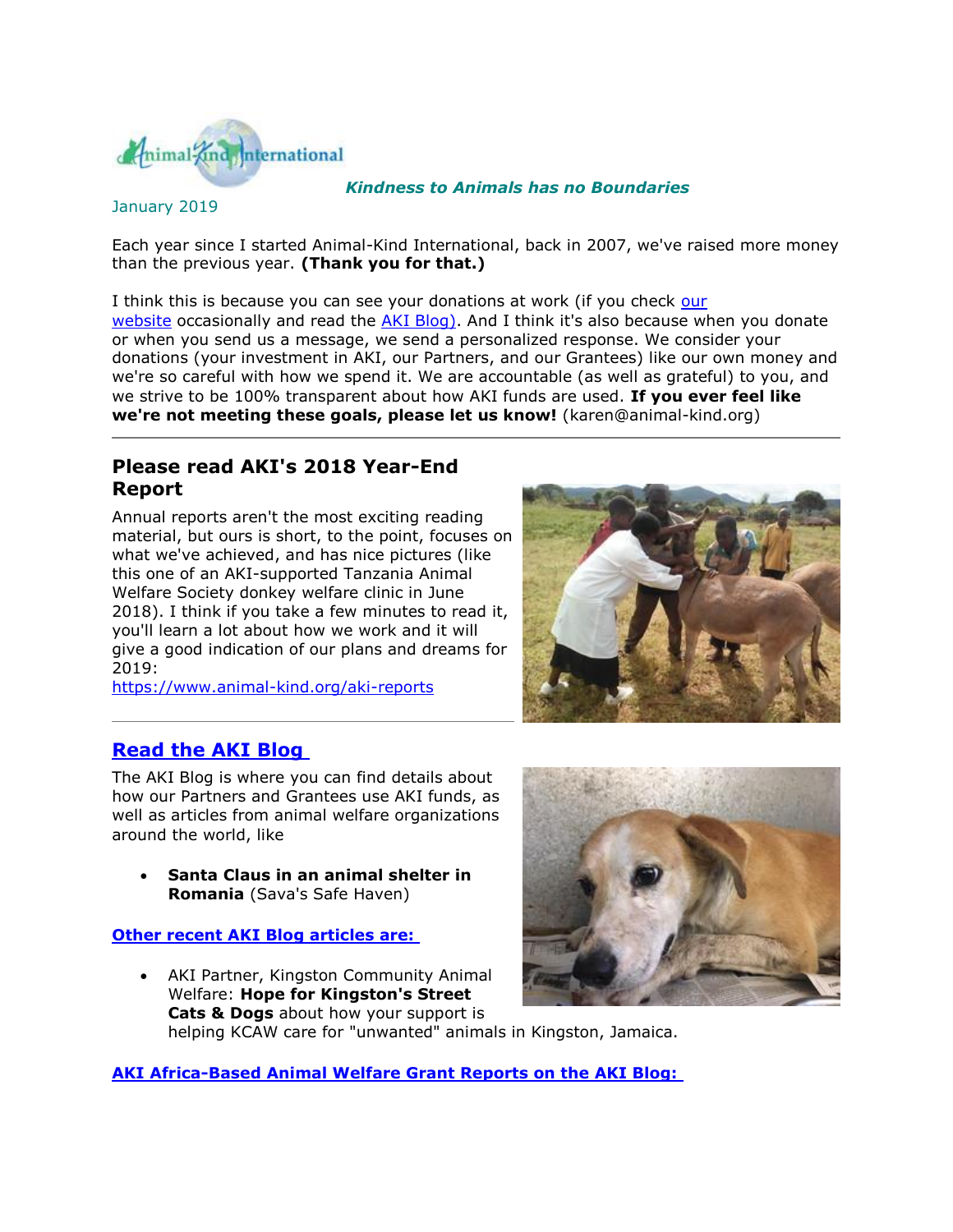Animal-Kind International

***Kindness to Animals has no Boundaries***

January 2019

Each year since I started Animal-Kind International, back in 2007, we've raised more money than the previous year. **(Thank you for that.)**

I think this is because you can see your donations at work (if you check our website occasionally and read the AKI Blog). And I think it's also because when you donate or when you send us a message, we send a personalized response. We consider your donations (your investment in AKI, our Partners, and our Grantees) like our own money and we're so careful with how we spend it. We are accountable (as well as grateful) to you, and we strive to be 100% transparent about how AKI funds are used. **If you ever feel like we're not meeting these goals, please let us know!** (karen@animal-kind.org)

## Please read AKI's 2018 Year-End Report

Annual reports aren't the most exciting reading material, but ours is short, to the point, focuses on what we've achieved, and has nice pictures (like this one of an AKI-supported Tanzania Animal Welfare Society donkey welfare clinic in June 2018). I think if you take a few minutes to read it, you'll learn a lot about how we work and it will give a good indication of our plans and dreams for 2019:
https://www.animal-kind.org/aki-reports

## Read the AKI Blog

The AKI Blog is where you can find details about how our Partners and Grantees use AKI funds, as well as articles from animal welfare organizations around the world, like

- **Santa Claus in an animal shelter in Romania** (Sava's Safe Haven)

**Other recent AKI Blog articles are:**

- AKI Partner, Kingston Community Animal Welfare: **Hope for Kingston's Street Cats & Dogs** about how your support is helping KCAW care for "unwanted" animals in Kingston, Jamaica.

**AKI Africa-Based Animal Welfare Grant Reports on the AKI Blog:**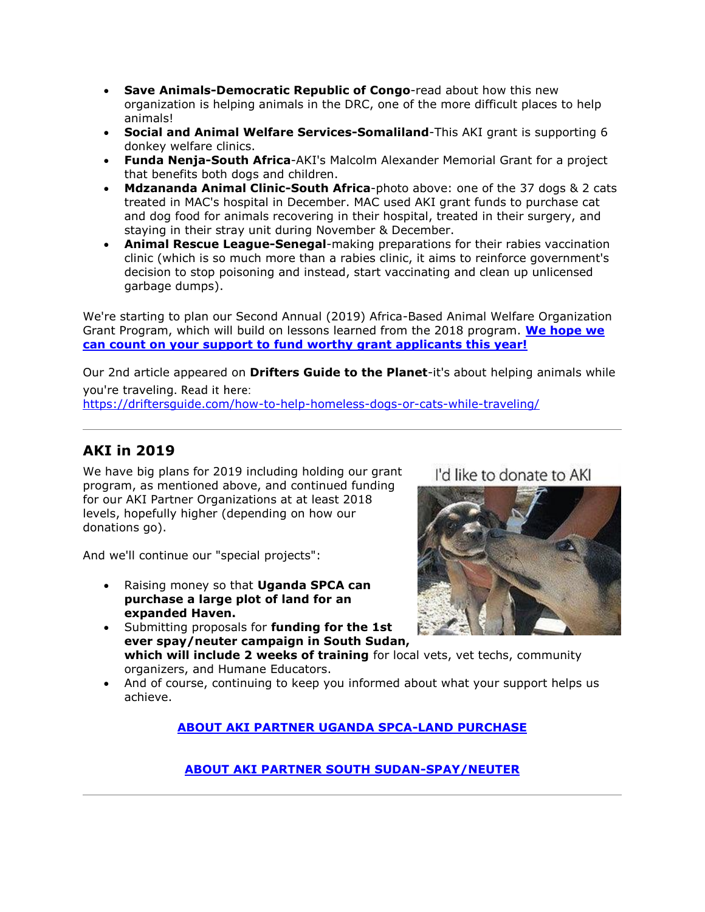- **Save Animals-Democratic Republic of Congo**-read about how this new organization is helping animals in the DRC, one of the more difficult places to help animals!
- **Social and Animal Welfare Services-Somaliland**-This AKI grant is supporting 6 donkey welfare clinics.
- **Funda Nenja-South Africa**-AKI's Malcolm Alexander Memorial Grant for a project that benefits both dogs and children.
- **Mdzananda Animal Clinic-South Africa**-photo above: one of the 37 dogs & 2 cats treated in MAC's hospital in December. MAC used AKI grant funds to purchase cat and dog food for animals recovering in their hospital, treated in their surgery, and staying in their stray unit during November & December.
- **Animal Rescue League-Senegal**-making preparations for their rabies vaccination clinic (which is so much more than a rabies clinic, it aims to reinforce government's decision to stop poisoning and instead, start vaccinating and clean up unlicensed garbage dumps).

We're starting to plan our Second Annual (2019) Africa-Based Animal Welfare Organization Grant Program, which will build on lessons learned from the 2018 program. **We hope we can count on your support to fund worthy grant applicants this year!**

Our 2nd article appeared on **Drifters Guide to the Planet**-it's about helping animals while you're traveling. Read it here: https://driftersguide.com/how-to-help-homeless-dogs-or-cats-while-traveling/

---

## AKI in 2019

We have big plans for 2019 including holding our grant program, as mentioned above, and continued funding for our AKI Partner Organizations at at least 2018 levels, hopefully higher (depending on how our donations go).

And we'll continue our "special projects":

- Raising money so that **Uganda SPCA can purchase a large plot of land for an expanded Haven.**
- Submitting proposals for **funding for the 1st ever spay/neuter campaign in South Sudan, which will include 2 weeks of training** for local vets, vet techs, community organizers, and Humane Educators.
- And of course, continuing to keep you informed about what your support helps us achieve.

I'd like to donate to AKI

**ABOUT AKI PARTNER UGANDA SPCA-LAND PURCHASE**

**ABOUT AKI PARTNER SOUTH SUDAN-SPAY/NEUTER**

---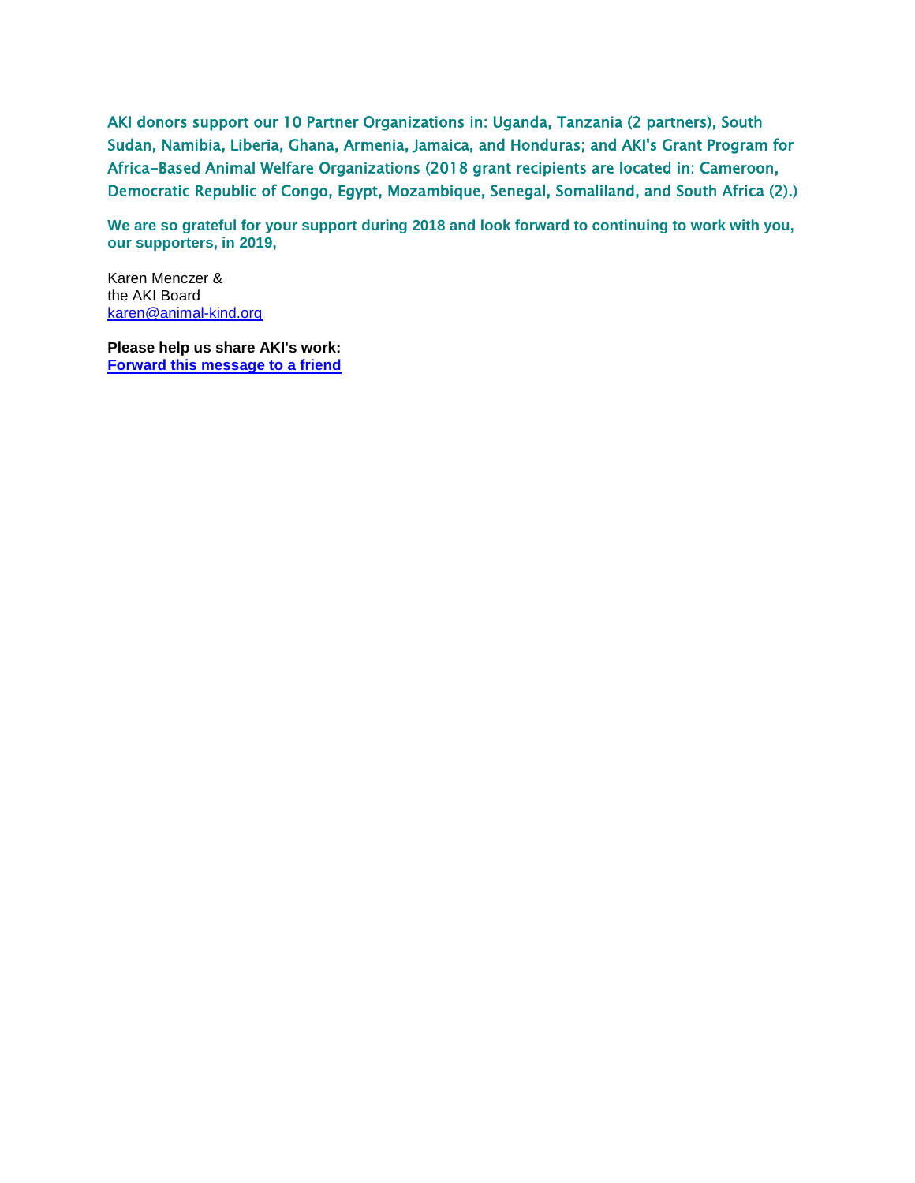AKI donors support our 10 Partner Organizations in: Uganda, Tanzania (2 partners), South Sudan, Namibia, Liberia, Ghana, Armenia, Jamaica, and Honduras; and AKI's Grant Program for Africa-Based Animal Welfare Organizations (2018 grant recipients are located in: Cameroon, Democratic Republic of Congo, Egypt, Mozambique, Senegal, Somaliland, and South Africa (2).)

**We are so grateful for your support during 2018 and look forward to continuing to work with you, our supporters, in 2019,**

Karen Menczer &  
the AKI Board  
karen@animal-kind.org

**Please help us share AKI's work:**  
**Forward this message to a friend**